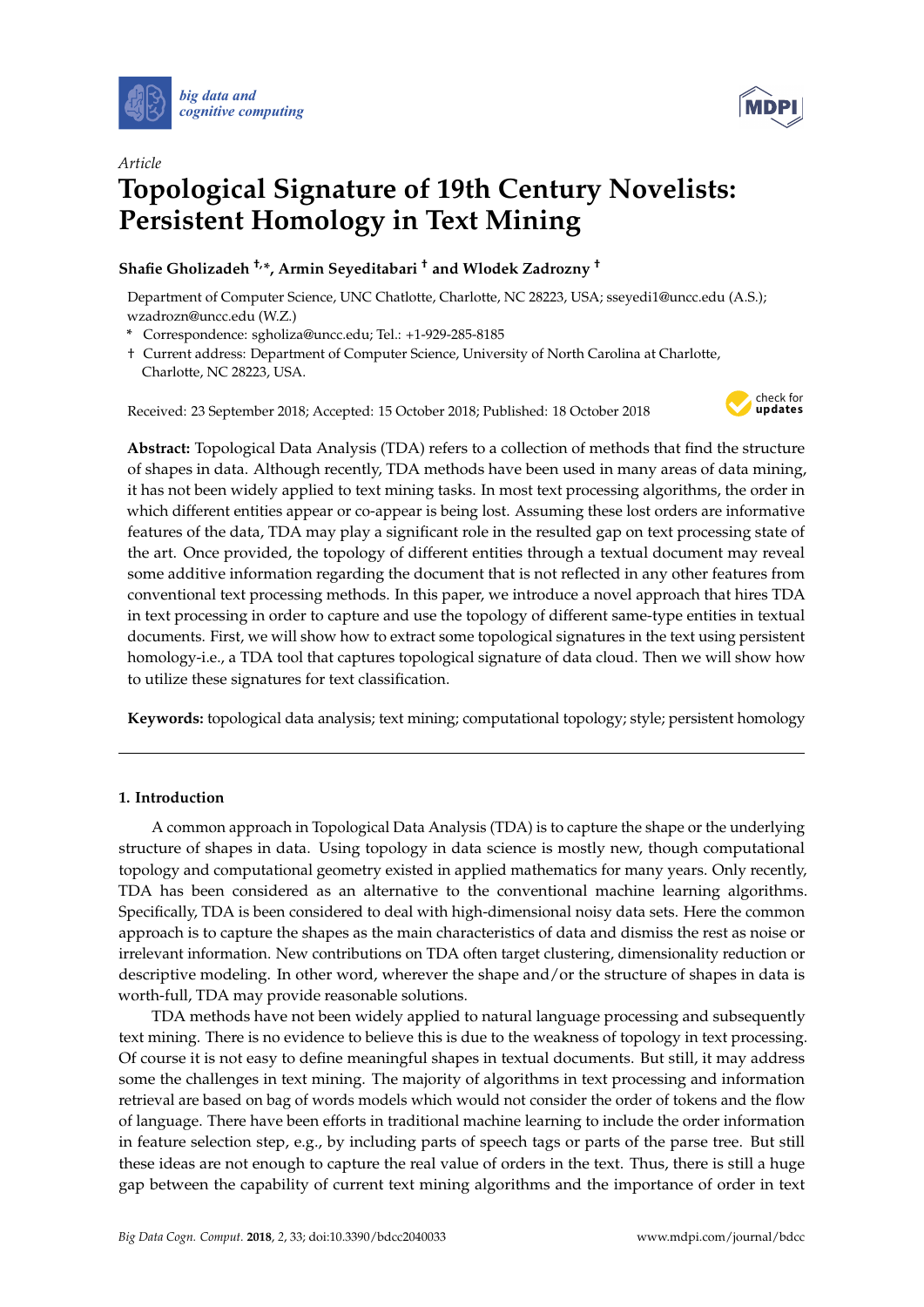*Article*

# Topological Signature of 19th Century Novelists: Persistent Homology in Text Mining

**Shafie Gholizadeh [†,*], Armin Seyeditabari [†] and Wlodek Zadrozny [†]**

Department of Computer Science, UNC Chatlotte, Charlotte, NC 28223, USA; sseyedi1@uncc.edu (A.S.); wzadrozn@uncc.edu (W.Z.)

\* Correspondence: sgholiza@uncc.edu; Tel.: +1-929-285-8185

† Current address: Department of Computer Science, University of North Carolina at Charlotte, Charlotte, NC 28223, USA.

Received: 23 September 2018; Accepted: 15 October 2018; Published: 18 October 2018

**Abstract:** Topological Data Analysis (TDA) refers to a collection of methods that find the structure of shapes in data. Although recently, TDA methods have been used in many areas of data mining, it has not been widely applied to text mining tasks. In most text processing algorithms, the order in which different entities appear or co-appear is being lost. Assuming these lost orders are informative features of the data, TDA may play a significant role in the resulted gap on text processing state of the art. Once provided, the topology of different entities through a textual document may reveal some additive information regarding the document that is not reflected in any other features from conventional text processing methods. In this paper, we introduce a novel approach that hires TDA in text processing in order to capture and use the topology of different same-type entities in textual documents. First, we will show how to extract some topological signatures in the text using persistent homology-i.e., a TDA tool that captures topological signature of data cloud. Then we will show how to utilize these signatures for text classification.

**Keywords:** topological data analysis; text mining; computational topology; style; persistent homology

## 1. Introduction

A common approach in Topological Data Analysis (TDA) is to capture the shape or the underlying structure of shapes in data. Using topology in data science is mostly new, though computational topology and computational geometry existed in applied mathematics for many years. Only recently, TDA has been considered as an alternative to the conventional machine learning algorithms. Specifically, TDA is been considered to deal with high-dimensional noisy data sets. Here the common approach is to capture the shapes as the main characteristics of data and dismiss the rest as noise or irrelevant information. New contributions on TDA often target clustering, dimensionality reduction or descriptive modeling. In other word, wherever the shape and/or the structure of shapes in data is worth-full, TDA may provide reasonable solutions.

TDA methods have not been widely applied to natural language processing and subsequently text mining. There is no evidence to believe this is due to the weakness of topology in text processing. Of course it is not easy to define meaningful shapes in textual documents. But still, it may address some the challenges in text mining. The majority of algorithms in text processing and information retrieval are based on bag of words models which would not consider the order of tokens and the flow of language. There have been efforts in traditional machine learning to include the order information in feature selection step, e.g., by including parts of speech tags or parts of the parse tree. But still these ideas are not enough to capture the real value of orders in the text. Thus, there is still a huge gap between the capability of current text mining algorithms and the importance of order in text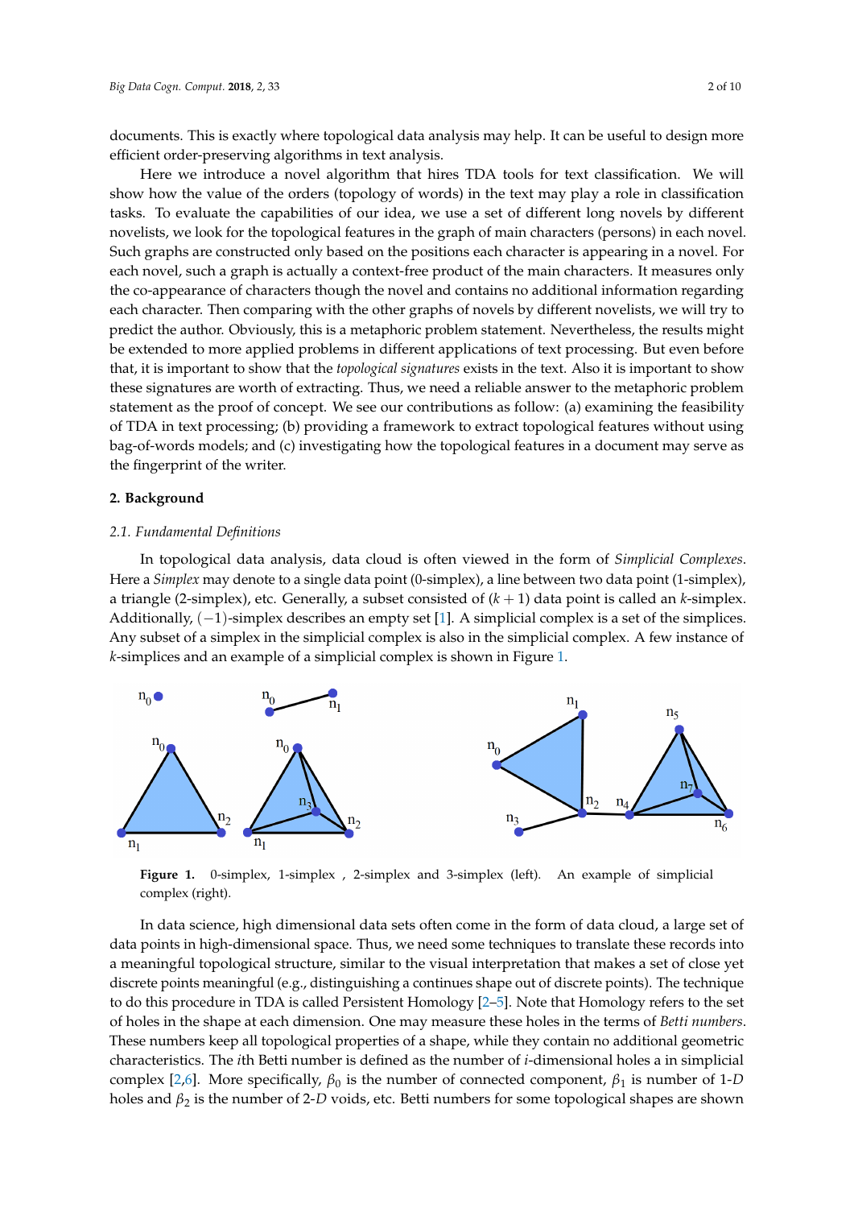documents. This is exactly where topological data analysis may help. It can be useful to design more efficient order-preserving algorithms in text analysis.

Here we introduce a novel algorithm that hires TDA tools for text classification. We will show how the value of the orders (topology of words) in the text may play a role in classification tasks. To evaluate the capabilities of our idea, we use a set of different long novels by different novelists, we look for the topological features in the graph of main characters (persons) in each novel. Such graphs are constructed only based on the positions each character is appearing in a novel. For each novel, such a graph is actually a context-free product of the main characters. It measures only the co-appearance of characters though the novel and contains no additional information regarding each character. Then comparing with the other graphs of novels by different novelists, we will try to predict the author. Obviously, this is a metaphoric problem statement. Nevertheless, the results might be extended to more applied problems in different applications of text processing. But even before that, it is important to show that the *topological signatures* exists in the text. Also it is important to show these signatures are worth of extracting. Thus, we need a reliable answer to the metaphoric problem statement as the proof of concept. We see our contributions as follow: (a) examining the feasibility of TDA in text processing; (b) providing a framework to extract topological features without using bag-of-words models; and (c) investigating how the topological features in a document may serve as the fingerprint of the writer.

## 2. Background

### 2.1. Fundamental Definitions

In topological data analysis, data cloud is often viewed in the form of *Simplicial Complexes*. Here a *Simplex* may denote to a single data point (0-simplex), a line between two data point (1-simplex), a triangle (2-simplex), etc. Generally, a subset consisted of $(k+1)$ data point is called an $k$-simplex. Additionally, $(-1)$-simplex describes an empty set [1]. A simplicial complex is a set of the simplices. Any subset of a simplex in the simplicial complex is also in the simplicial complex. A few instance of $k$-simplices and an example of a simplicial complex is shown in Figure 1.

$n_0$

$n_0$ $n_1$

$n_0$ $n_1$ $n_2$

$n_0$ $n_1$ $n_2$ $n_3$

$n_0$ $n_1$ $n_2$ $n_3$ $n_4$ $n_5$ $n_6$ $n_7$

**Figure 1.** 0-simplex, 1-simplex , 2-simplex and 3-simplex (left). An example of simplicial complex (right).

In data science, high dimensional data sets often come in the form of data cloud, a large set of data points in high-dimensional space. Thus, we need some techniques to translate these records into a meaningful topological structure, similar to the visual interpretation that makes a set of close yet discrete points meaningful (e.g., distinguishing a continues shape out of discrete points). The technique to do this procedure in TDA is called Persistent Homology [2–5]. Note that Homology refers to the set of holes in the shape at each dimension. One may measure these holes in the terms of *Betti numbers*. These numbers keep all topological properties of a shape, while they contain no additional geometric characteristics. The $i$th Betti number is defined as the number of $i$-dimensional holes a in simplicial complex [2,6]. More specifically, $\beta_0$ is the number of connected component, $\beta_1$ is number of 1-$D$ holes and $\beta_2$ is the number of 2-$D$ voids, etc. Betti numbers for some topological shapes are shown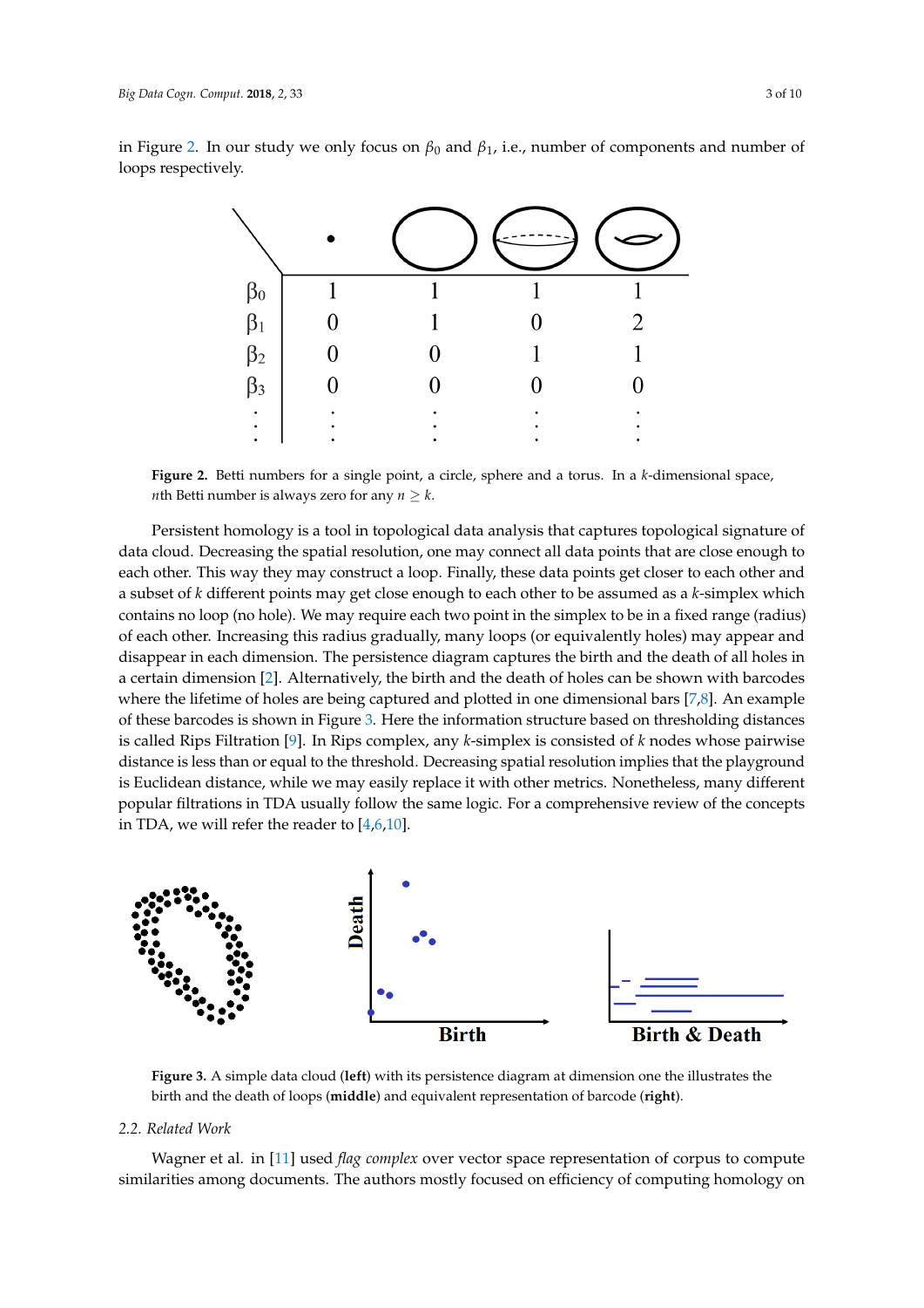in Figure 2. In our study we only focus on $\beta_0$ and $\beta_1$, i.e., number of components and number of loops respectively.

| | | | | |
|---|---|---|---|---|
| $\beta_0$ | 1 | 1 | 1 | 1 |
| $\beta_1$ | 0 | 1 | 0 | 2 |
| $\beta_2$ | 0 | 0 | 1 | 1 |
| $\beta_3$ | 0 | 0 | 0 | 0 |
| ⋮ | ⋮ | ⋮ | ⋮ | ⋮ |

**Figure 2.** Betti numbers for a single point, a circle, sphere and a torus. In a $k$-dimensional space, $n$th Betti number is always zero for any $n \geq k$.

Persistent homology is a tool in topological data analysis that captures topological signature of data cloud. Decreasing the spatial resolution, one may connect all data points that are close enough to each other. This way they may construct a loop. Finally, these data points get closer to each other and a subset of $k$ different points may get close enough to each other to be assumed as a $k$-simplex which contains no loop (no hole). We may require each two point in the simplex to be in a fixed range (radius) of each other. Increasing this radius gradually, many loops (or equivalently holes) may appear and disappear in each dimension. The persistence diagram captures the birth and the death of all holes in a certain dimension [2]. Alternatively, the birth and the death of holes can be shown with barcodes where the lifetime of holes are being captured and plotted in one dimensional bars [7,8]. An example of these barcodes is shown in Figure 3. Here the information structure based on thresholding distances is called Rips Filtration [9]. In Rips complex, any $k$-simplex is consisted of $k$ nodes whose pairwise distance is less than or equal to the threshold. Decreasing spatial resolution implies that the playground is Euclidean distance, while we may easily replace it with other metrics. Nonetheless, many different popular filtrations in TDA usually follow the same logic. For a comprehensive review of the concepts in TDA, we will refer the reader to [4,6,10].

Death

Birth

Birth & Death

**Figure 3.** A simple data cloud (**left**) with its persistence diagram at dimension one the illustrates the birth and the death of loops (**middle**) and equivalent representation of barcode (**right**).

### 2.2. Related Work

Wagner et al. in [11] used *flag complex* over vector space representation of corpus to compute similarities among documents. The authors mostly focused on efficiency of computing homology on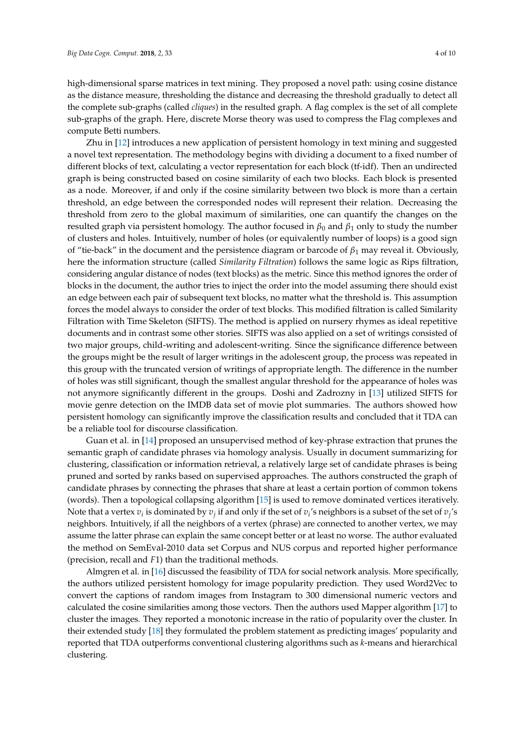high-dimensional sparse matrices in text mining. They proposed a novel path: using cosine distance as the distance measure, thresholding the distance and decreasing the threshold gradually to detect all the complete sub-graphs (called *cliques*) in the resulted graph. A flag complex is the set of all complete sub-graphs of the graph. Here, discrete Morse theory was used to compress the Flag complexes and compute Betti numbers.

Zhu in [12] introduces a new application of persistent homology in text mining and suggested a novel text representation. The methodology begins with dividing a document to a fixed number of different blocks of text, calculating a vector representation for each block (tf-idf). Then an undirected graph is being constructed based on cosine similarity of each two blocks. Each block is presented as a node. Moreover, if and only if the cosine similarity between two block is more than a certain threshold, an edge between the corresponded nodes will represent their relation. Decreasing the threshold from zero to the global maximum of similarities, one can quantify the changes on the resulted graph via persistent homology. The author focused in $\beta_0$ and $\beta_1$ only to study the number of clusters and holes. Intuitively, number of holes (or equivalently number of loops) is a good sign of "tie-back" in the document and the persistence diagram or barcode of $\beta_1$ may reveal it. Obviously, here the information structure (called *Similarity Filtration*) follows the same logic as Rips filtration, considering angular distance of nodes (text blocks) as the metric. Since this method ignores the order of blocks in the document, the author tries to inject the order into the model assuming there should exist an edge between each pair of subsequent text blocks, no matter what the threshold is. This assumption forces the model always to consider the order of text blocks. This modified filtration is called Similarity Filtration with Time Skeleton (SIFTS). The method is applied on nursery rhymes as ideal repetitive documents and in contrast some other stories. SIFTS was also applied on a set of writings consisted of two major groups, child-writing and adolescent-writing. Since the significance difference between the groups might be the result of larger writings in the adolescent group, the process was repeated in this group with the truncated version of writings of appropriate length. The difference in the number of holes was still significant, though the smallest angular threshold for the appearance of holes was not anymore significantly different in the groups. Doshi and Zadrozny in [13] utilized SIFTS for movie genre detection on the IMDB data set of movie plot summaries. The authors showed how persistent homology can significantly improve the classification results and concluded that it TDA can be a reliable tool for discourse classification.

Guan et al. in [14] proposed an unsupervised method of key-phrase extraction that prunes the semantic graph of candidate phrases via homology analysis. Usually in document summarizing for clustering, classification or information retrieval, a relatively large set of candidate phrases is being pruned and sorted by ranks based on supervised approaches. The authors constructed the graph of candidate phrases by connecting the phrases that share at least a certain portion of common tokens (words). Then a topological collapsing algorithm [15] is used to remove dominated vertices iteratively. Note that a vertex $v_i$ is dominated by $v_j$ if and only if the set of $v_i$'s neighbors is a subset of the set of $v_j$'s neighbors. Intuitively, if all the neighbors of a vertex (phrase) are connected to another vertex, we may assume the latter phrase can explain the same concept better or at least no worse. The author evaluated the method on SemEval-2010 data set Corpus and NUS corpus and reported higher performance (precision, recall and $F1$) than the traditional methods.

Almgren et al. in [16] discussed the feasibility of TDA for social network analysis. More specifically, the authors utilized persistent homology for image popularity prediction. They used Word2Vec to convert the captions of random images from Instagram to 300 dimensional numeric vectors and calculated the cosine similarities among those vectors. Then the authors used Mapper algorithm [17] to cluster the images. They reported a monotonic increase in the ratio of popularity over the cluster. In their extended study [18] they formulated the problem statement as predicting images' popularity and reported that TDA outperforms conventional clustering algorithms such as $k$-means and hierarchical clustering.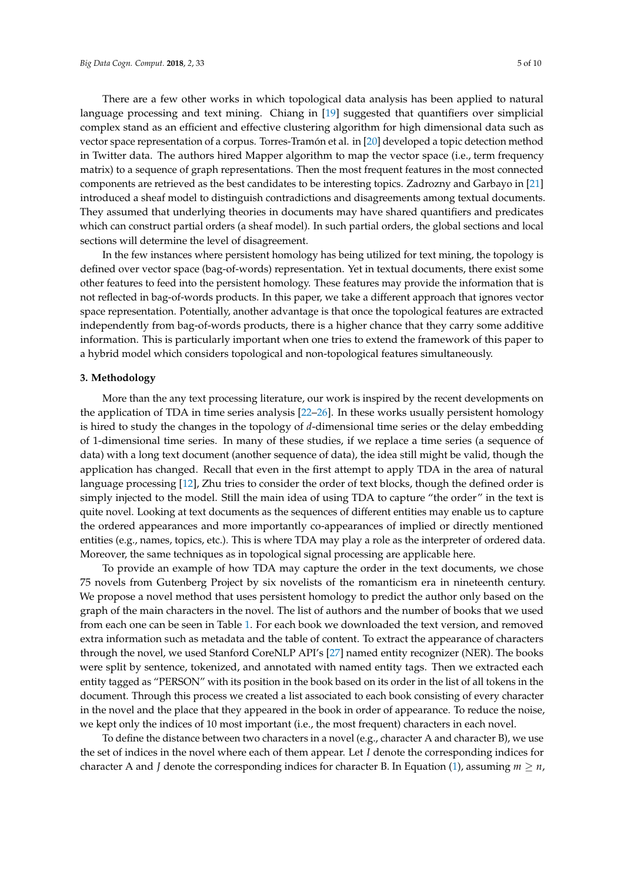There are a few other works in which topological data analysis has been applied to natural language processing and text mining. Chiang in [19] suggested that quantifiers over simplicial complex stand as an efficient and effective clustering algorithm for high dimensional data such as vector space representation of a corpus. Torres-Tramón et al. in [20] developed a topic detection method in Twitter data. The authors hired Mapper algorithm to map the vector space (i.e., term frequency matrix) to a sequence of graph representations. Then the most frequent features in the most connected components are retrieved as the best candidates to be interesting topics. Zadrozny and Garbayo in [21] introduced a sheaf model to distinguish contradictions and disagreements among textual documents. They assumed that underlying theories in documents may have shared quantifiers and predicates which can construct partial orders (a sheaf model). In such partial orders, the global sections and local sections will determine the level of disagreement.

In the few instances where persistent homology has being utilized for text mining, the topology is defined over vector space (bag-of-words) representation. Yet in textual documents, there exist some other features to feed into the persistent homology. These features may provide the information that is not reflected in bag-of-words products. In this paper, we take a different approach that ignores vector space representation. Potentially, another advantage is that once the topological features are extracted independently from bag-of-words products, there is a higher chance that they carry some additive information. This is particularly important when one tries to extend the framework of this paper to a hybrid model which considers topological and non-topological features simultaneously.

## 3. Methodology

More than the any text processing literature, our work is inspired by the recent developments on the application of TDA in time series analysis [22–26]. In these works usually persistent homology is hired to study the changes in the topology of $d$-dimensional time series or the delay embedding of 1-dimensional time series. In many of these studies, if we replace a time series (a sequence of data) with a long text document (another sequence of data), the idea still might be valid, though the application has changed. Recall that even in the first attempt to apply TDA in the area of natural language processing [12], Zhu tries to consider the order of text blocks, though the defined order is simply injected to the model. Still the main idea of using TDA to capture "the order" in the text is quite novel. Looking at text documents as the sequences of different entities may enable us to capture the ordered appearances and more importantly co-appearances of implied or directly mentioned entities (e.g., names, topics, etc.). This is where TDA may play a role as the interpreter of ordered data. Moreover, the same techniques as in topological signal processing are applicable here.

To provide an example of how TDA may capture the order in the text documents, we chose 75 novels from Gutenberg Project by six novelists of the romanticism era in nineteenth century. We propose a novel method that uses persistent homology to predict the author only based on the graph of the main characters in the novel. The list of authors and the number of books that we used from each one can be seen in Table 1. For each book we downloaded the text version, and removed extra information such as metadata and the table of content. To extract the appearance of characters through the novel, we used Stanford CoreNLP API's [27] named entity recognizer (NER). The books were split by sentence, tokenized, and annotated with named entity tags. Then we extracted each entity tagged as "PERSON" with its position in the book based on its order in the list of all tokens in the document. Through this process we created a list associated to each book consisting of every character in the novel and the place that they appeared in the book in order of appearance. To reduce the noise, we kept only the indices of 10 most important (i.e., the most frequent) characters in each novel.

To define the distance between two characters in a novel (e.g., character A and character B), we use the set of indices in the novel where each of them appear. Let $I$ denote the corresponding indices for character A and $J$ denote the corresponding indices for character B. In Equation (1), assuming $m \geq n$,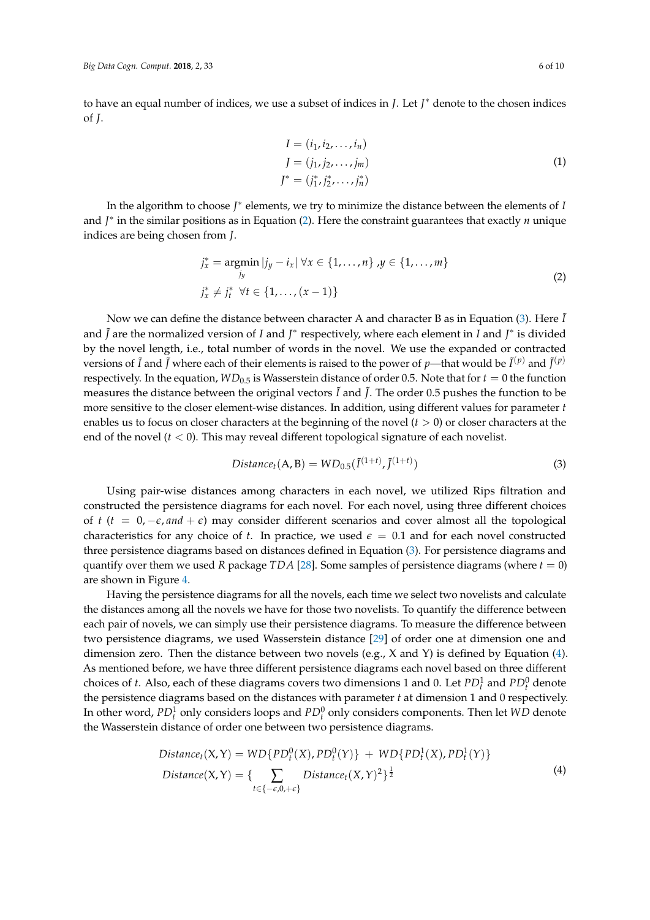to have an equal number of indices, we use a subset of indices in $J$. Let $J^*$ denote to the chosen indices of $J$.

$$
\begin{aligned}
I &= (i_1, i_2, \ldots, i_n) \\
J &= (j_1, j_2, \ldots, j_m) \\
J^* &= (j_1^*, j_2^*, \ldots, j_n^*)
\end{aligned}
\tag{1}
$$

In the algorithm to choose $J^*$ elements, we try to minimize the distance between the elements of $I$ and $J^*$ in the similar positions as in Equation (2). Here the constraint guarantees that exactly $n$ unique indices are being chosen from $J$.

$$
\begin{aligned}
j_x^* &= \underset{j_y}{\operatorname{argmin}} \, |j_y - i_x| \;\; \forall x \in \{1, \ldots, n\} \;, y \in \{1, \ldots, m\} \\
j_x^* &\neq j_t^* \;\; \forall t \in \{1, \ldots, (x-1)\}
\end{aligned}
\tag{2}
$$

Now we can define the distance between character A and character B as in Equation (3). Here $\tilde{I}$ and $\tilde{J}$ are the normalized version of $I$ and $J^*$ respectively, where each element in $I$ and $J^*$ is divided by the novel length, i.e., total number of words in the novel. We use the expanded or contracted versions of $\tilde{I}$ and $\tilde{J}$ where each of their elements is raised to the power of $p$—that would be $\tilde{I}^{(p)}$ and $\tilde{J}^{(p)}$ respectively. In the equation, $WD_{0.5}$ is Wasserstein distance of order 0.5. Note that for $t = 0$ the function measures the distance between the original vectors $\tilde{I}$ and $\tilde{J}$. The order 0.5 pushes the function to be more sensitive to the closer element-wise distances. In addition, using different values for parameter $t$ enables us to focus on closer characters at the beginning of the novel ($t > 0$) or closer characters at the end of the novel ($t < 0$). This may reveal different topological signature of each novelist.

$$
Distance_t(\mathrm{A}, \mathrm{B}) = WD_{0.5}(\tilde{I}^{(1+t)}, \tilde{J}^{(1+t)})
\tag{3}
$$

Using pair-wise distances among characters in each novel, we utilized Rips filtration and constructed the persistence diagrams for each novel. For each novel, using three different choices of $t$ ($t = 0, -\epsilon, and + \epsilon$) may consider different scenarios and cover almost all the topological characteristics for any choice of $t$. In practice, we used $\epsilon = 0.1$ and for each novel constructed three persistence diagrams based on distances defined in Equation (3). For persistence diagrams and quantify over them we used $R$ package $TDA$ [28]. Some samples of persistence diagrams (where $t = 0$) are shown in Figure 4.

Having the persistence diagrams for all the novels, each time we select two novelists and calculate the distances among all the novels we have for those two novelists. To quantify the difference between each pair of novels, we can simply use their persistence diagrams. To measure the difference between two persistence diagrams, we used Wasserstein distance [29] of order one at dimension one and dimension zero. Then the distance between two novels (e.g., X and Y) is defined by Equation (4). As mentioned before, we have three different persistence diagrams each novel based on three different choices of $t$. Also, each of these diagrams covers two dimensions 1 and 0. Let $PD_t^1$ and $PD_t^0$ denote the persistence diagrams based on the distances with parameter $t$ at dimension 1 and 0 respectively. In other word, $PD_t^1$ only considers loops and $PD_t^0$ only considers components. Then let $WD$ denote the Wasserstein distance of order one between two persistence diagrams.

$$
\begin{aligned}
Distance_t(\mathrm{X}, \mathrm{Y}) &= WD\{PD_t^0(X), PD_t^0(Y)\} \; + \; WD\{PD_t^1(X), PD_t^1(Y)\} \\
Distance(\mathrm{X}, \mathrm{Y}) &= \{ \sum_{t \in \{-\epsilon, 0, +\epsilon\}} Distance_t(X, Y)^2 \}^{\frac{1}{2}}
\end{aligned}
\tag{4}
$$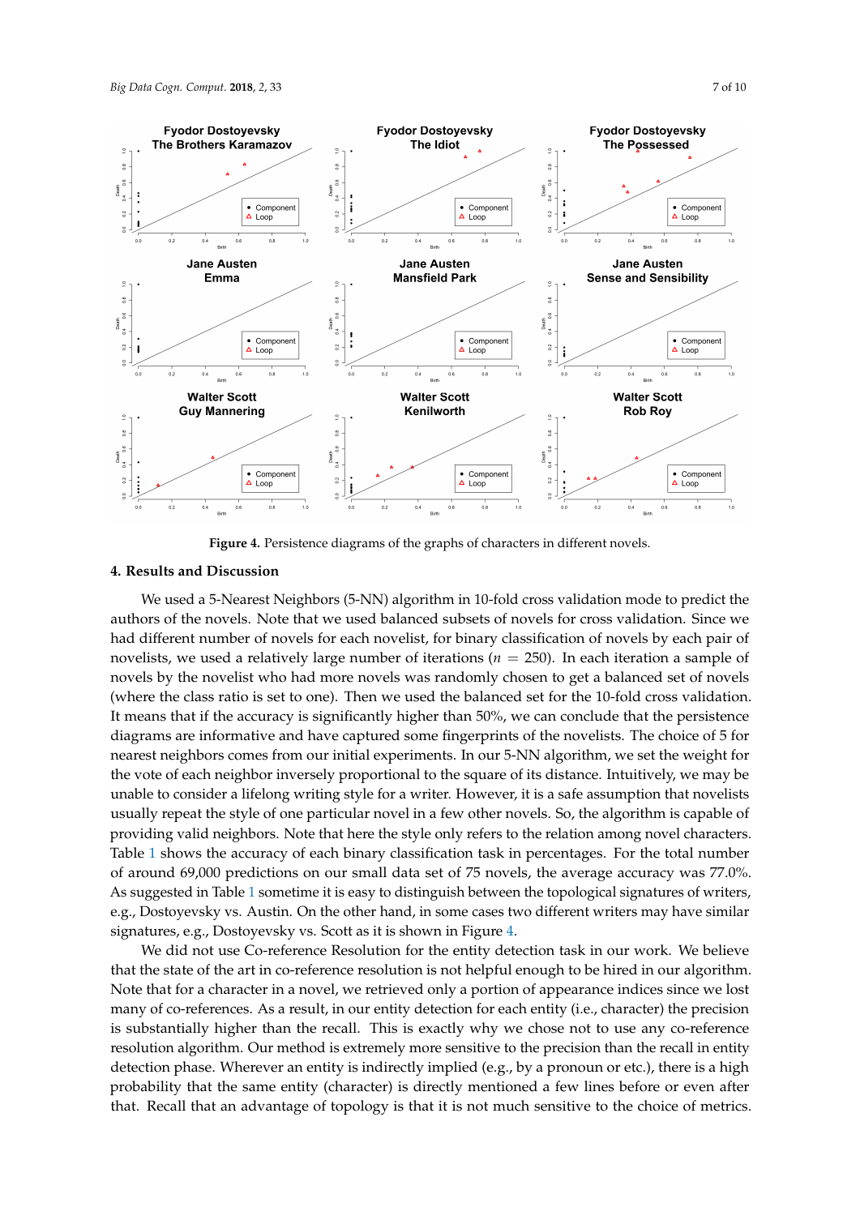Fyodor Dostoyevsky
The Brothers Karamazov

Fyodor Dostoyevsky
The Idiot

Fyodor Dostoyevsky
The Possessed

Jane Austen
Emma

Jane Austen
Mansfield Park

Jane Austen
Sense and Sensibility

Walter Scott
Guy Mannering

Walter Scott
Kenilworth

Walter Scott
Rob Roy

Component
Loop

Birth
Death

0.0 0.2 0.4 0.6 0.8 1.0

**Figure 4.** Persistence diagrams of the graphs of characters in different novels.

## 4. Results and Discussion

We used a 5-Nearest Neighbors (5-NN) algorithm in 10-fold cross validation mode to predict the authors of the novels. Note that we used balanced subsets of novels for cross validation. Since we had different number of novels for each novelist, for binary classification of novels by each pair of novelists, we used a relatively large number of iterations ($n = 250$). In each iteration a sample of novels by the novelist who had more novels was randomly chosen to get a balanced set of novels (where the class ratio is set to one). Then we used the balanced set for the 10-fold cross validation. It means that if the accuracy is significantly higher than 50%, we can conclude that the persistence diagrams are informative and have captured some fingerprints of the novelists. The choice of 5 for nearest neighbors comes from our initial experiments. In our 5-NN algorithm, we set the weight for the vote of each neighbor inversely proportional to the square of its distance. Intuitively, we may be unable to consider a lifelong writing style for a writer. However, it is a safe assumption that novelists usually repeat the style of one particular novel in a few other novels. So, the algorithm is capable of providing valid neighbors. Note that here the style only refers to the relation among novel characters. Table 1 shows the accuracy of each binary classification task in percentages. For the total number of around 69,000 predictions on our small data set of 75 novels, the average accuracy was 77.0%. As suggested in Table 1 sometime it is easy to distinguish between the topological signatures of writers, e.g., Dostoyevsky vs. Austin. On the other hand, in some cases two different writers may have similar signatures, e.g., Dostoyevsky vs. Scott as it is shown in Figure 4.

We did not use Co-reference Resolution for the entity detection task in our work. We believe that the state of the art in co-reference resolution is not helpful enough to be hired in our algorithm. Note that for a character in a novel, we retrieved only a portion of appearance indices since we lost many of co-references. As a result, in our entity detection for each entity (i.e., character) the precision is substantially higher than the recall. This is exactly why we chose not to use any co-reference resolution algorithm. Our method is extremely more sensitive to the precision than the recall in entity detection phase. Wherever an entity is indirectly implied (e.g., by a pronoun or etc.), there is a high probability that the same entity (character) is directly mentioned a few lines before or even after that. Recall that an advantage of topology is that it is not much sensitive to the choice of metrics.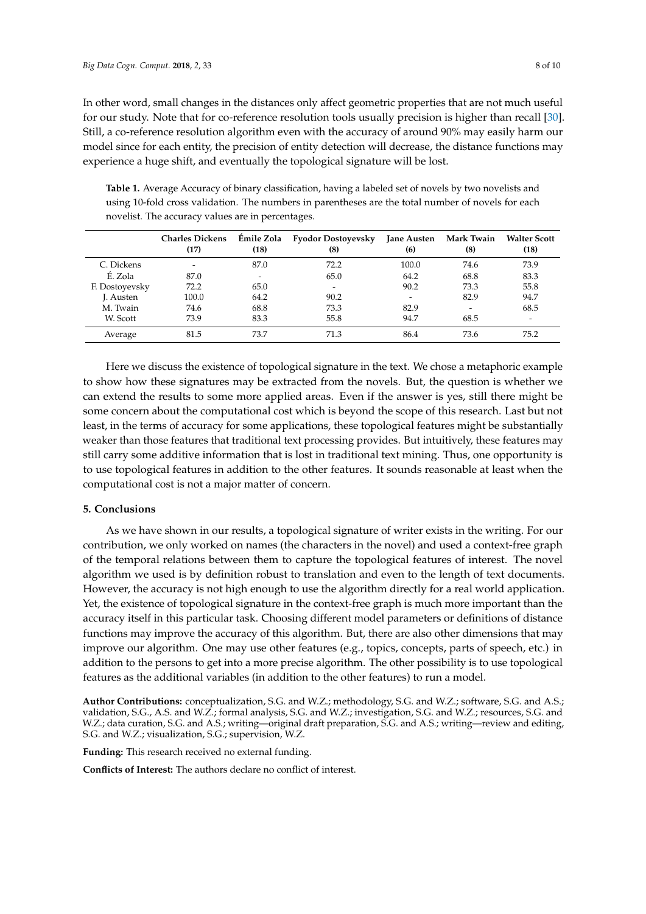In other word, small changes in the distances only affect geometric properties that are not much useful for our study. Note that for co-reference resolution tools usually precision is higher than recall [30]. Still, a co-reference resolution algorithm even with the accuracy of around 90% may easily harm our model since for each entity, the precision of entity detection will decrease, the distance functions may experience a huge shift, and eventually the topological signature will be lost.

**Table 1.** Average Accuracy of binary classification, having a labeled set of novels by two novelists and using 10-fold cross validation. The numbers in parentheses are the total number of novels for each novelist. The accuracy values are in percentages.

| | Charles Dickens (17) | Émile Zola (18) | Fyodor Dostoyevsky (8) | Jane Austen (6) | Mark Twain (8) | Walter Scott (18) |
|---|---|---|---|---|---|---|
| C. Dickens | - | 87.0 | 72.2 | 100.0 | 74.6 | 73.9 |
| É. Zola | 87.0 | - | 65.0 | 64.2 | 68.8 | 83.3 |
| F. Dostoyevsky | 72.2 | 65.0 | - | 90.2 | 73.3 | 55.8 |
| J. Austen | 100.0 | 64.2 | 90.2 | - | 82.9 | 94.7 |
| M. Twain | 74.6 | 68.8 | 73.3 | 82.9 | - | 68.5 |
| W. Scott | 73.9 | 83.3 | 55.8 | 94.7 | 68.5 | - |
| Average | 81.5 | 73.7 | 71.3 | 86.4 | 73.6 | 75.2 |

Here we discuss the existence of topological signature in the text. We chose a metaphoric example to show how these signatures may be extracted from the novels. But, the question is whether we can extend the results to some more applied areas. Even if the answer is yes, still there might be some concern about the computational cost which is beyond the scope of this research. Last but not least, in the terms of accuracy for some applications, these topological features might be substantially weaker than those features that traditional text processing provides. But intuitively, these features may still carry some additive information that is lost in traditional text mining. Thus, one opportunity is to use topological features in addition to the other features. It sounds reasonable at least when the computational cost is not a major matter of concern.

## 5. Conclusions

As we have shown in our results, a topological signature of writer exists in the writing. For our contribution, we only worked on names (the characters in the novel) and used a context-free graph of the temporal relations between them to capture the topological features of interest. The novel algorithm we used is by definition robust to translation and even to the length of text documents. However, the accuracy is not high enough to use the algorithm directly for a real world application. Yet, the existence of topological signature in the context-free graph is much more important than the accuracy itself in this particular task. Choosing different model parameters or definitions of distance functions may improve the accuracy of this algorithm. But, there are also other dimensions that may improve our algorithm. One may use other features (e.g., topics, concepts, parts of speech, etc.) in addition to the persons to get into a more precise algorithm. The other possibility is to use topological features as the additional variables (in addition to the other features) to run a model.

**Author Contributions:** conceptualization, S.G. and W.Z.; methodology, S.G. and W.Z.; software, S.G. and A.S.; validation, S.G., A.S. and W.Z.; formal analysis, S.G. and W.Z.; investigation, S.G. and W.Z.; resources, S.G. and W.Z.; data curation, S.G. and A.S.; writing—original draft preparation, S.G. and A.S.; writing—review and editing, S.G. and W.Z.; visualization, S.G.; supervision, W.Z.

**Funding:** This research received no external funding.

**Conflicts of Interest:** The authors declare no conflict of interest.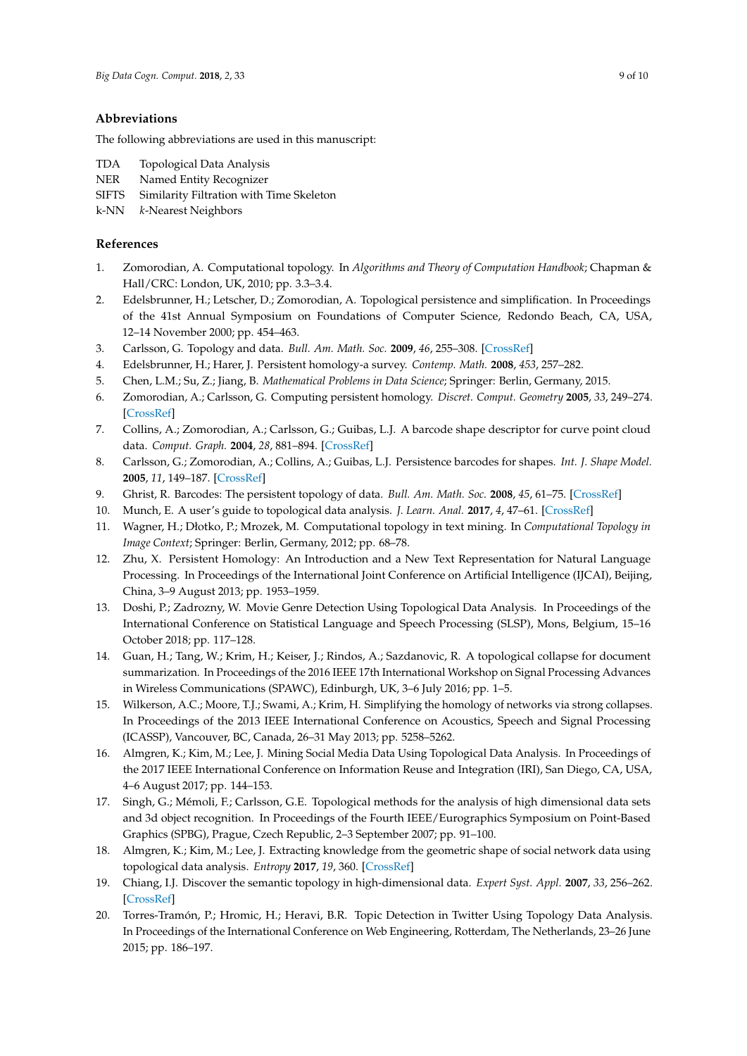## Abbreviations

The following abbreviations are used in this manuscript:

| | |
|---|---|
| TDA | Topological Data Analysis |
| NER | Named Entity Recognizer |
| SIFTS | Similarity Filtration with Time Skeleton |
| k-NN | *k*-Nearest Neighbors |

## References

1. Zomorodian, A. Computational topology. In *Algorithms and Theory of Computation Handbook*; Chapman & Hall/CRC: London, UK, 2010; pp. 3.3–3.4.
2. Edelsbrunner, H.; Letscher, D.; Zomorodian, A. Topological persistence and simplification. In Proceedings of the 41st Annual Symposium on Foundations of Computer Science, Redondo Beach, CA, USA, 12–14 November 2000; pp. 454–463.
3. Carlsson, G. Topology and data. *Bull. Am. Math. Soc.* **2009**, *46*, 255–308. [CrossRef]
4. Edelsbrunner, H.; Harer, J. Persistent homology-a survey. *Contemp. Math.* **2008**, *453*, 257–282.
5. Chen, L.M.; Su, Z.; Jiang, B. *Mathematical Problems in Data Science*; Springer: Berlin, Germany, 2015.
6. Zomorodian, A.; Carlsson, G. Computing persistent homology. *Discret. Comput. Geometry* **2005**, *33*, 249–274. [CrossRef]
7. Collins, A.; Zomorodian, A.; Carlsson, G.; Guibas, L.J. A barcode shape descriptor for curve point cloud data. *Comput. Graph.* **2004**, *28*, 881–894. [CrossRef]
8. Carlsson, G.; Zomorodian, A.; Collins, A.; Guibas, L.J. Persistence barcodes for shapes. *Int. J. Shape Model.* **2005**, *11*, 149–187. [CrossRef]
9. Ghrist, R. Barcodes: The persistent topology of data. *Bull. Am. Math. Soc.* **2008**, *45*, 61–75. [CrossRef]
10. Munch, E. A user's guide to topological data analysis. *J. Learn. Anal.* **2017**, *4*, 47–61. [CrossRef]
11. Wagner, H.; Dłotko, P.; Mrozek, M. Computational topology in text mining. In *Computational Topology in Image Context*; Springer: Berlin, Germany, 2012; pp. 68–78.
12. Zhu, X. Persistent Homology: An Introduction and a New Text Representation for Natural Language Processing. In Proceedings of the International Joint Conference on Artificial Intelligence (IJCAI), Beijing, China, 3–9 August 2013; pp. 1953–1959.
13. Doshi, P.; Zadrozny, W. Movie Genre Detection Using Topological Data Analysis. In Proceedings of the International Conference on Statistical Language and Speech Processing (SLSP), Mons, Belgium, 15–16 October 2018; pp. 117–128.
14. Guan, H.; Tang, W.; Krim, H.; Keiser, J.; Rindos, A.; Sazdanovic, R. A topological collapse for document summarization. In Proceedings of the 2016 IEEE 17th International Workshop on Signal Processing Advances in Wireless Communications (SPAWC), Edinburgh, UK, 3–6 July 2016; pp. 1–5.
15. Wilkerson, A.C.; Moore, T.J.; Swami, A.; Krim, H. Simplifying the homology of networks via strong collapses. In Proceedings of the 2013 IEEE International Conference on Acoustics, Speech and Signal Processing (ICASSP), Vancouver, BC, Canada, 26–31 May 2013; pp. 5258–5262.
16. Almgren, K.; Kim, M.; Lee, J. Mining Social Media Data Using Topological Data Analysis. In Proceedings of the 2017 IEEE International Conference on Information Reuse and Integration (IRI), San Diego, CA, USA, 4–6 August 2017; pp. 144–153.
17. Singh, G.; Mémoli, F.; Carlsson, G.E. Topological methods for the analysis of high dimensional data sets and 3d object recognition. In Proceedings of the Fourth IEEE/Eurographics Symposium on Point-Based Graphics (SPBG), Prague, Czech Republic, 2–3 September 2007; pp. 91–100.
18. Almgren, K.; Kim, M.; Lee, J. Extracting knowledge from the geometric shape of social network data using topological data analysis. *Entropy* **2017**, *19*, 360. [CrossRef]
19. Chiang, I.J. Discover the semantic topology in high-dimensional data. *Expert Syst. Appl.* **2007**, *33*, 256–262. [CrossRef]
20. Torres-Tramón, P.; Hromic, H.; Heravi, B.R. Topic Detection in Twitter Using Topology Data Analysis. In Proceedings of the International Conference on Web Engineering, Rotterdam, The Netherlands, 23–26 June 2015; pp. 186–197.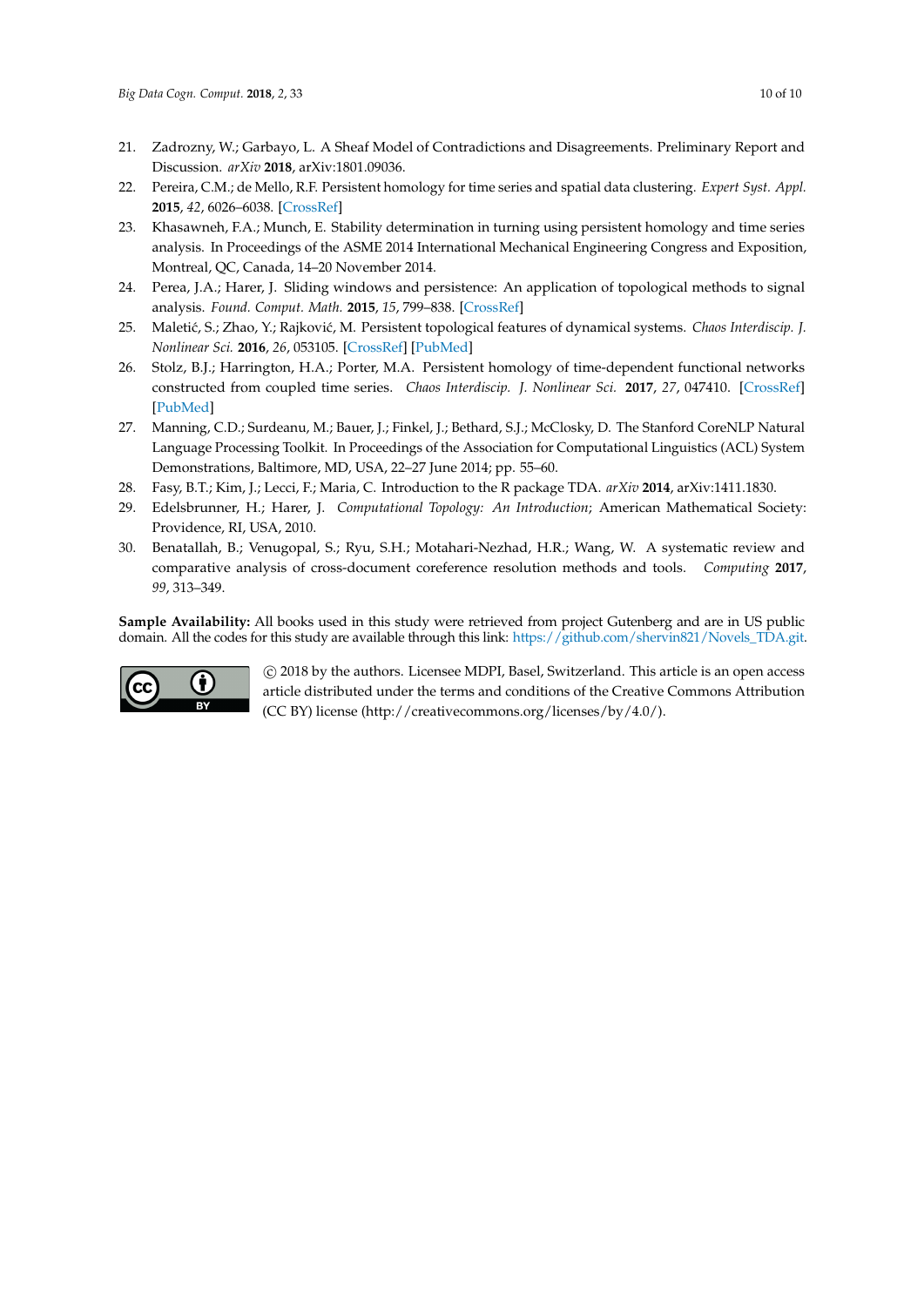21. Zadrozny, W.; Garbayo, L. A Sheaf Model of Contradictions and Disagreements. Preliminary Report and Discussion. *arXiv* **2018**, arXiv:1801.09036.
22. Pereira, C.M.; de Mello, R.F. Persistent homology for time series and spatial data clustering. *Expert Syst. Appl.* **2015**, *42*, 6026–6038. [CrossRef]
23. Khasawneh, F.A.; Munch, E. Stability determination in turning using persistent homology and time series analysis. In Proceedings of the ASME 2014 International Mechanical Engineering Congress and Exposition, Montreal, QC, Canada, 14–20 November 2014.
24. Perea, J.A.; Harer, J. Sliding windows and persistence: An application of topological methods to signal analysis. *Found. Comput. Math.* **2015**, *15*, 799–838. [CrossRef]
25. Maletić, S.; Zhao, Y.; Rajković, M. Persistent topological features of dynamical systems. *Chaos Interdiscip. J. Nonlinear Sci.* **2016**, *26*, 053105. [CrossRef] [PubMed]
26. Stolz, B.J.; Harrington, H.A.; Porter, M.A. Persistent homology of time-dependent functional networks constructed from coupled time series. *Chaos Interdiscip. J. Nonlinear Sci.* **2017**, *27*, 047410. [CrossRef] [PubMed]
27. Manning, C.D.; Surdeanu, M.; Bauer, J.; Finkel, J.; Bethard, S.J.; McClosky, D. The Stanford CoreNLP Natural Language Processing Toolkit. In Proceedings of the Association for Computational Linguistics (ACL) System Demonstrations, Baltimore, MD, USA, 22–27 June 2014; pp. 55–60.
28. Fasy, B.T.; Kim, J.; Lecci, F.; Maria, C. Introduction to the R package TDA. *arXiv* **2014**, arXiv:1411.1830.
29. Edelsbrunner, H.; Harer, J. *Computational Topology: An Introduction*; American Mathematical Society: Providence, RI, USA, 2010.
30. Benatallah, B.; Venugopal, S.; Ryu, S.H.; Motahari-Nezhad, H.R.; Wang, W. A systematic review and comparative analysis of cross-document coreference resolution methods and tools. *Computing* **2017**, *99*, 313–349.

**Sample Availability:** All books used in this study were retrieved from project Gutenberg and are in US public domain. All the codes for this study are available through this link: https://github.com/shervin821/Novels_TDA.git.

© 2018 by the authors. Licensee MDPI, Basel, Switzerland. This article is an open access article distributed under the terms and conditions of the Creative Commons Attribution (CC BY) license (http://creativecommons.org/licenses/by/4.0/).